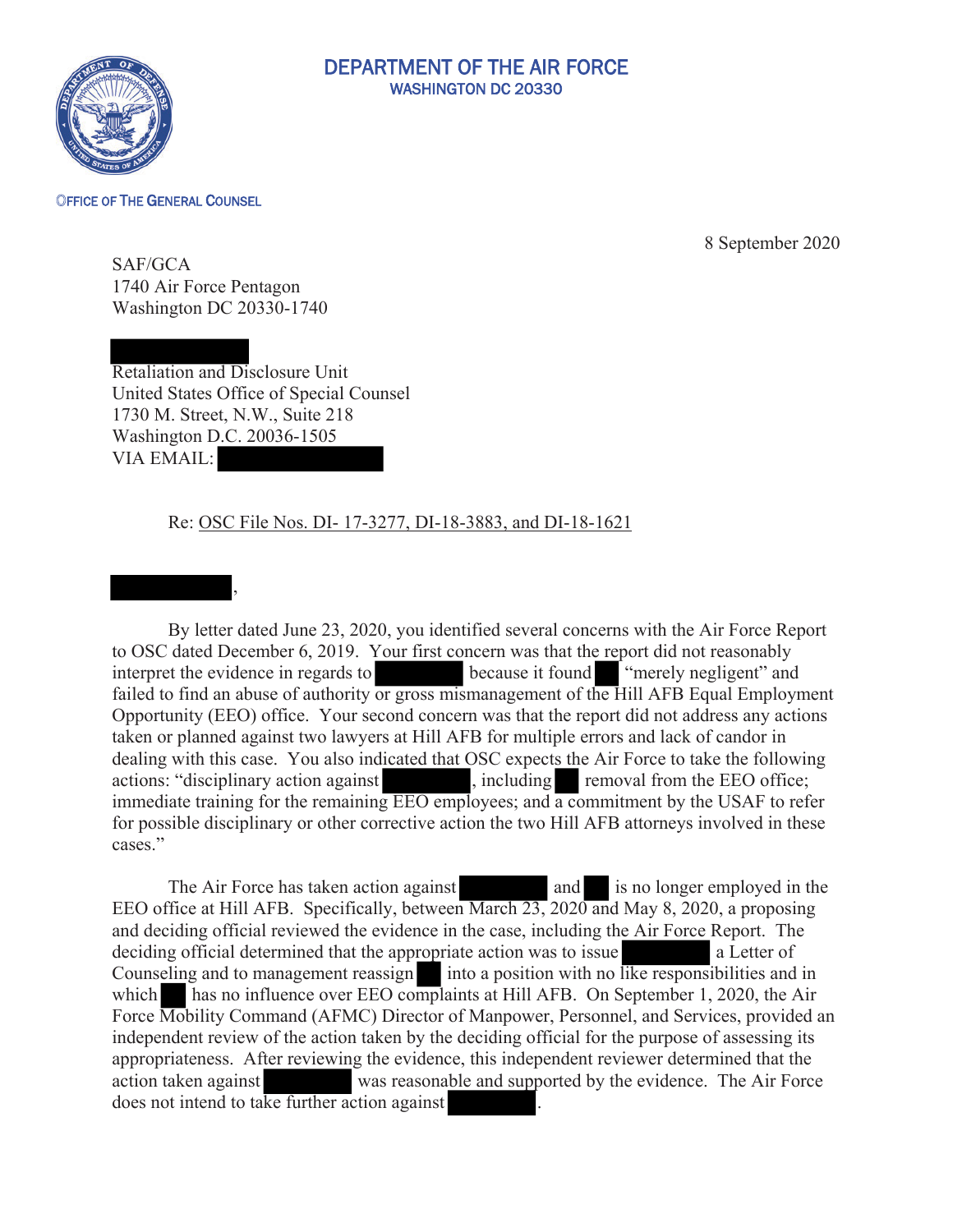# DEPARTMENT OF THE AIR FORCE
WASHINGTON DC 20330

OFFICE OF THE GENERAL COUNSEL

8 September 2020

SAF/GCA
1740 Air Force Pentagon
Washington DC 20330-1740

Retaliation and Disclosure Unit
United States Office of Special Counsel
1730 M. Street, N.W., Suite 218
Washington D.C. 20036-1505
VIA EMAIL:

Re: OSC File Nos. DI- 17-3277, DI-18-3883, and DI-18-1621

,

By letter dated June 23, 2020, you identified several concerns with the Air Force Report to OSC dated December 6, 2019. Your first concern was that the report did not reasonably interpret the evidence in regards to because it found "merely negligent" and failed to find an abuse of authority or gross mismanagement of the Hill AFB Equal Employment Opportunity (EEO) office. Your second concern was that the report did not address any actions taken or planned against two lawyers at Hill AFB for multiple errors and lack of candor in dealing with this case. You also indicated that OSC expects the Air Force to take the following actions: "disciplinary action against , including removal from the EEO office; immediate training for the remaining EEO employees; and a commitment by the USAF to refer for possible disciplinary or other corrective action the two Hill AFB attorneys involved in these cases."

The Air Force has taken action against and is no longer employed in the EEO office at Hill AFB. Specifically, between March 23, 2020 and May 8, 2020, a proposing and deciding official reviewed the evidence in the case, including the Air Force Report. The deciding official determined that the appropriate action was to issue a Letter of Counseling and to management reassign into a position with no like responsibilities and in which has no influence over EEO complaints at Hill AFB. On September 1, 2020, the Air Force Mobility Command (AFMC) Director of Manpower, Personnel, and Services, provided an independent review of the action taken by the deciding official for the purpose of assessing its appropriateness. After reviewing the evidence, this independent reviewer determined that the action taken against was reasonable and supported by the evidence. The Air Force does not intend to take further action against .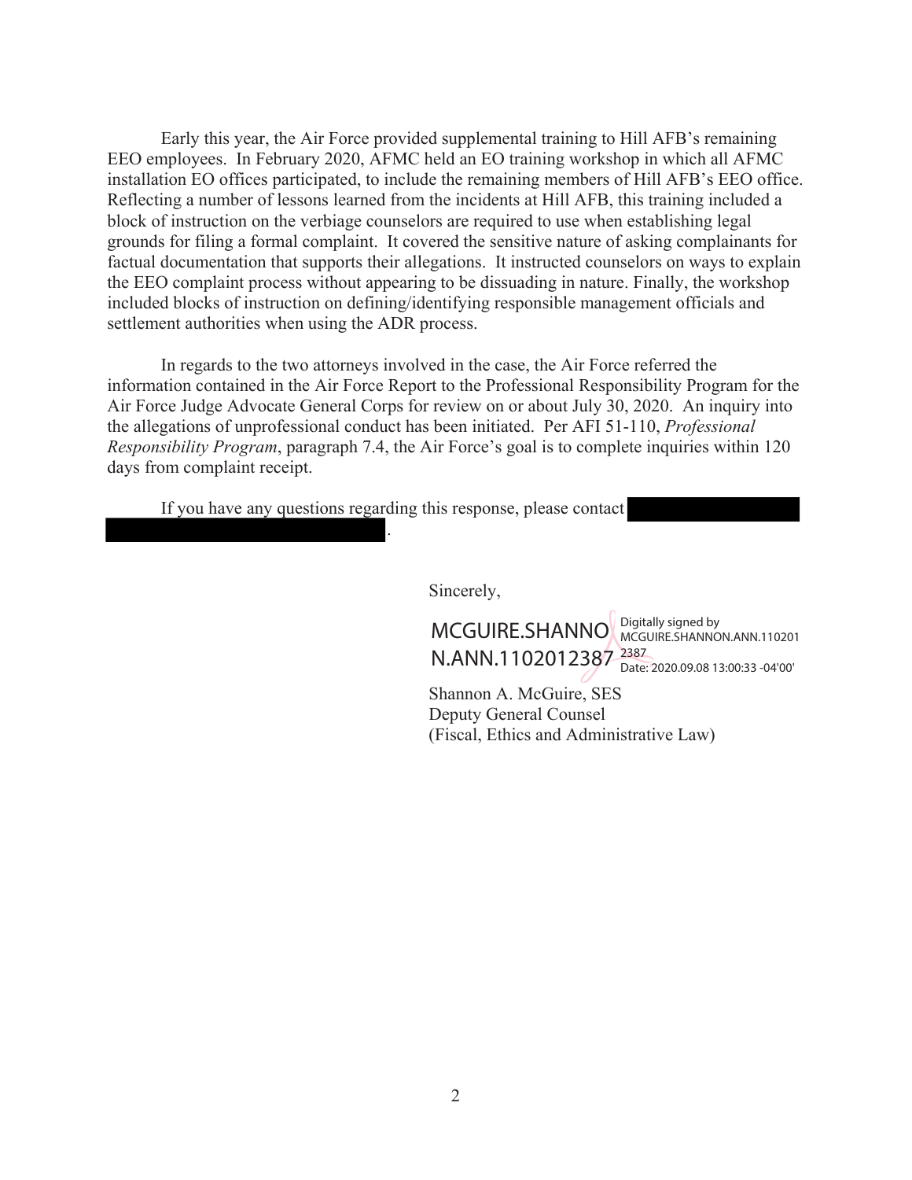Early this year, the Air Force provided supplemental training to Hill AFB's remaining EEO employees. In February 2020, AFMC held an EO training workshop in which all AFMC installation EO offices participated, to include the remaining members of Hill AFB's EEO office. Reflecting a number of lessons learned from the incidents at Hill AFB, this training included a block of instruction on the verbiage counselors are required to use when establishing legal grounds for filing a formal complaint. It covered the sensitive nature of asking complainants for factual documentation that supports their allegations. It instructed counselors on ways to explain the EEO complaint process without appearing to be dissuading in nature. Finally, the workshop included blocks of instruction on defining/identifying responsible management officials and settlement authorities when using the ADR process.

In regards to the two attorneys involved in the case, the Air Force referred the information contained in the Air Force Report to the Professional Responsibility Program for the Air Force Judge Advocate General Corps for review on or about July 30, 2020. An inquiry into the allegations of unprofessional conduct has been initiated. Per AFI 51-110, *Professional Responsibility Program*, paragraph 7.4, the Air Force's goal is to complete inquiries within 120 days from complaint receipt.

If you have any questions regarding this response, please contact [REDACTED].

Sincerely,

MCGUIRE.SHANNON.ANN.1102012387
Digitally signed by MCGUIRE.SHANNON.ANN.1102012387
Date: 2020.09.08 13:00:33 -04'00'

Shannon A. McGuire, SES
Deputy General Counsel
(Fiscal, Ethics and Administrative Law)